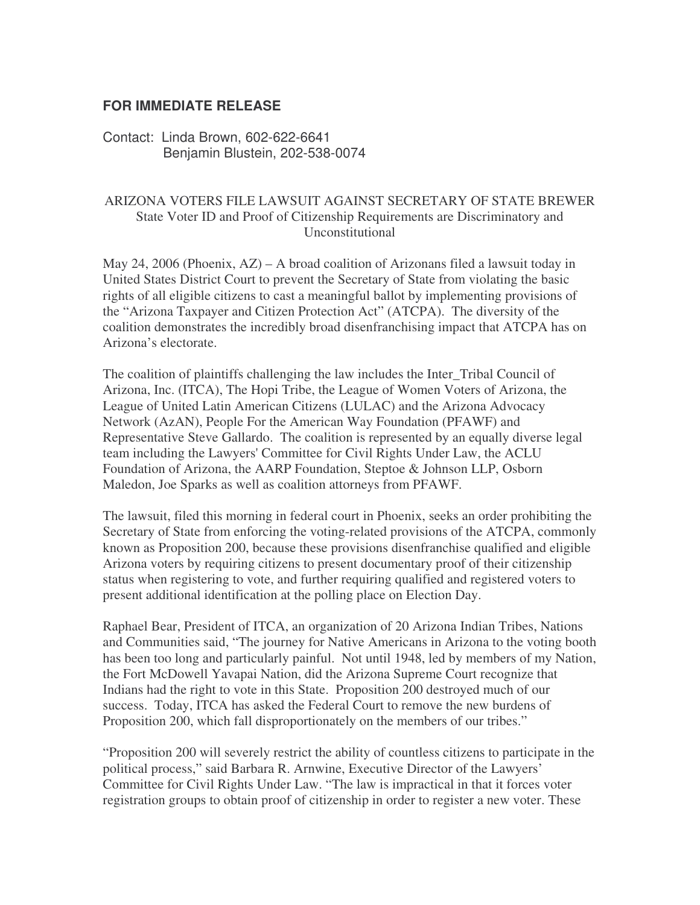**FOR IMMEDIATE RELEASE**

Contact: Linda Brown, 602-622-6641
Benjamin Blustein, 202-538-0074

ARIZONA VOTERS FILE LAWSUIT AGAINST SECRETARY OF STATE BREWER
State Voter ID and Proof of Citizenship Requirements are Discriminatory and Unconstitutional

May 24, 2006 (Phoenix, AZ) – A broad coalition of Arizonans filed a lawsuit today in United States District Court to prevent the Secretary of State from violating the basic rights of all eligible citizens to cast a meaningful ballot by implementing provisions of the "Arizona Taxpayer and Citizen Protection Act" (ATCPA). The diversity of the coalition demonstrates the incredibly broad disenfranchising impact that ATCPA has on Arizona's electorate.

The coalition of plaintiffs challenging the law includes the Inter_Tribal Council of Arizona, Inc. (ITCA), The Hopi Tribe, the League of Women Voters of Arizona, the League of United Latin American Citizens (LULAC) and the Arizona Advocacy Network (AzAN), People For the American Way Foundation (PFAWF) and Representative Steve Gallardo. The coalition is represented by an equally diverse legal team including the Lawyers' Committee for Civil Rights Under Law, the ACLU Foundation of Arizona, the AARP Foundation, Steptoe & Johnson LLP, Osborn Maledon, Joe Sparks as well as coalition attorneys from PFAWF.

The lawsuit, filed this morning in federal court in Phoenix, seeks an order prohibiting the Secretary of State from enforcing the voting-related provisions of the ATCPA, commonly known as Proposition 200, because these provisions disenfranchise qualified and eligible Arizona voters by requiring citizens to present documentary proof of their citizenship status when registering to vote, and further requiring qualified and registered voters to present additional identification at the polling place on Election Day.

Raphael Bear, President of ITCA, an organization of 20 Arizona Indian Tribes, Nations and Communities said, "The journey for Native Americans in Arizona to the voting booth has been too long and particularly painful. Not until 1948, led by members of my Nation, the Fort McDowell Yavapai Nation, did the Arizona Supreme Court recognize that Indians had the right to vote in this State. Proposition 200 destroyed much of our success. Today, ITCA has asked the Federal Court to remove the new burdens of Proposition 200, which fall disproportionately on the members of our tribes."

"Proposition 200 will severely restrict the ability of countless citizens to participate in the political process," said Barbara R. Arnwine, Executive Director of the Lawyers' Committee for Civil Rights Under Law. "The law is impractical in that it forces voter registration groups to obtain proof of citizenship in order to register a new voter. These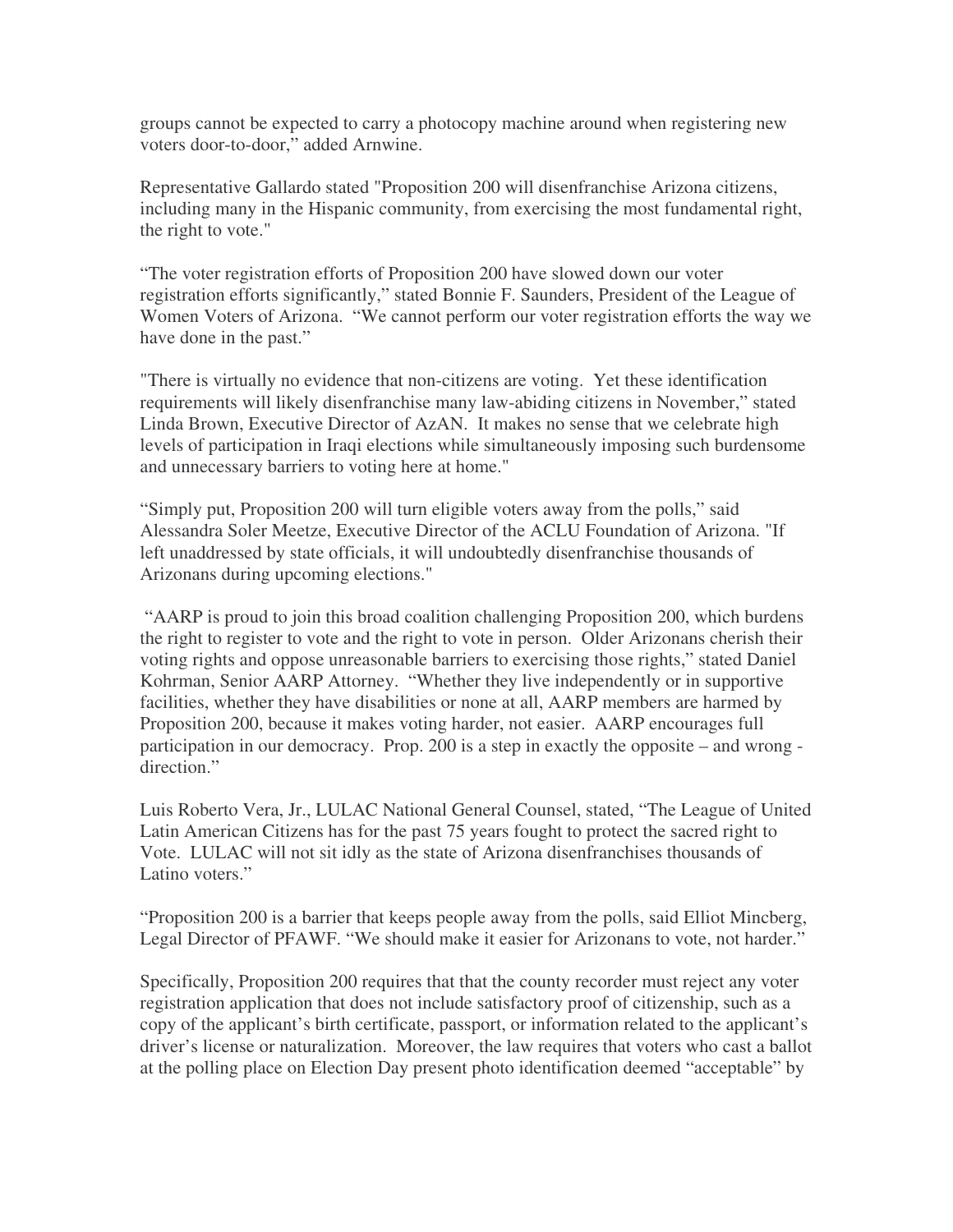groups cannot be expected to carry a photocopy machine around when registering new voters door-to-door," added Arnwine.

Representative Gallardo stated "Proposition 200 will disenfranchise Arizona citizens, including many in the Hispanic community, from exercising the most fundamental right, the right to vote."

"The voter registration efforts of Proposition 200 have slowed down our voter registration efforts significantly," stated Bonnie F. Saunders, President of the League of Women Voters of Arizona. "We cannot perform our voter registration efforts the way we have done in the past."

"There is virtually no evidence that non-citizens are voting. Yet these identification requirements will likely disenfranchise many law-abiding citizens in November," stated Linda Brown, Executive Director of AzAN. It makes no sense that we celebrate high levels of participation in Iraqi elections while simultaneously imposing such burdensome and unnecessary barriers to voting here at home."

"Simply put, Proposition 200 will turn eligible voters away from the polls," said Alessandra Soler Meetze, Executive Director of the ACLU Foundation of Arizona. "If left unaddressed by state officials, it will undoubtedly disenfranchise thousands of Arizonans during upcoming elections."

"AARP is proud to join this broad coalition challenging Proposition 200, which burdens the right to register to vote and the right to vote in person. Older Arizonans cherish their voting rights and oppose unreasonable barriers to exercising those rights," stated Daniel Kohrman, Senior AARP Attorney. "Whether they live independently or in supportive facilities, whether they have disabilities or none at all, AARP members are harmed by Proposition 200, because it makes voting harder, not easier. AARP encourages full participation in our democracy. Prop. 200 is a step in exactly the opposite – and wrong - direction."

Luis Roberto Vera, Jr., LULAC National General Counsel, stated, "The League of United Latin American Citizens has for the past 75 years fought to protect the sacred right to Vote. LULAC will not sit idly as the state of Arizona disenfranchises thousands of Latino voters."

"Proposition 200 is a barrier that keeps people away from the polls, said Elliot Mincberg, Legal Director of PFAWF. "We should make it easier for Arizonans to vote, not harder."

Specifically, Proposition 200 requires that that the county recorder must reject any voter registration application that does not include satisfactory proof of citizenship, such as a copy of the applicant's birth certificate, passport, or information related to the applicant's driver's license or naturalization. Moreover, the law requires that voters who cast a ballot at the polling place on Election Day present photo identification deemed "acceptable" by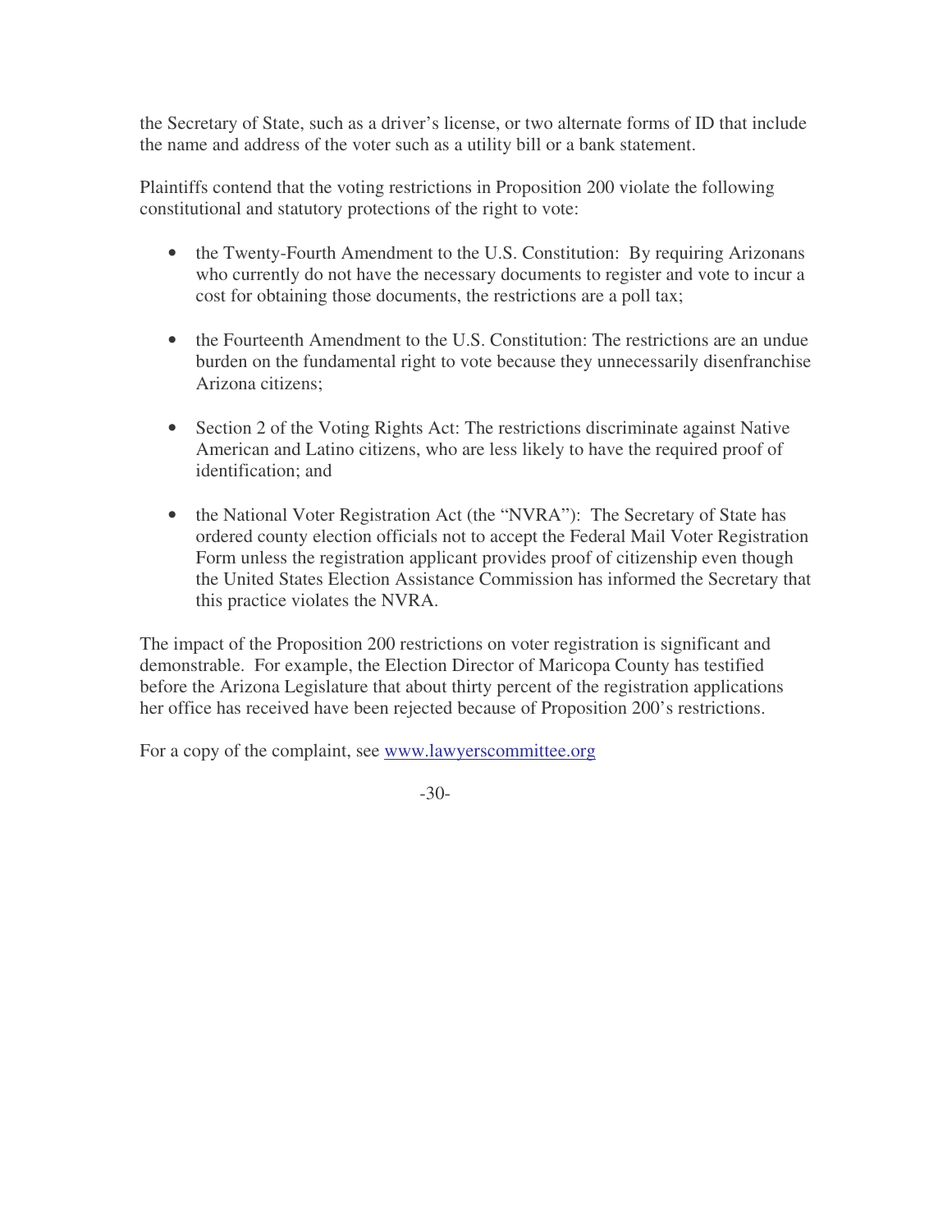the Secretary of State, such as a driver's license, or two alternate forms of ID that include the name and address of the voter such as a utility bill or a bank statement.

Plaintiffs contend that the voting restrictions in Proposition 200 violate the following constitutional and statutory protections of the right to vote:

- the Twenty-Fourth Amendment to the U.S. Constitution: By requiring Arizonans who currently do not have the necessary documents to register and vote to incur a cost for obtaining those documents, the restrictions are a poll tax;

- the Fourteenth Amendment to the U.S. Constitution: The restrictions are an undue burden on the fundamental right to vote because they unnecessarily disenfranchise Arizona citizens;

- Section 2 of the Voting Rights Act: The restrictions discriminate against Native American and Latino citizens, who are less likely to have the required proof of identification; and

- the National Voter Registration Act (the "NVRA"): The Secretary of State has ordered county election officials not to accept the Federal Mail Voter Registration Form unless the registration applicant provides proof of citizenship even though the United States Election Assistance Commission has informed the Secretary that this practice violates the NVRA.

The impact of the Proposition 200 restrictions on voter registration is significant and demonstrable. For example, the Election Director of Maricopa County has testified before the Arizona Legislature that about thirty percent of the registration applications her office has received have been rejected because of Proposition 200's restrictions.

For a copy of the complaint, see [www.lawyerscommittee.org](http://www.lawyerscommittee.org)